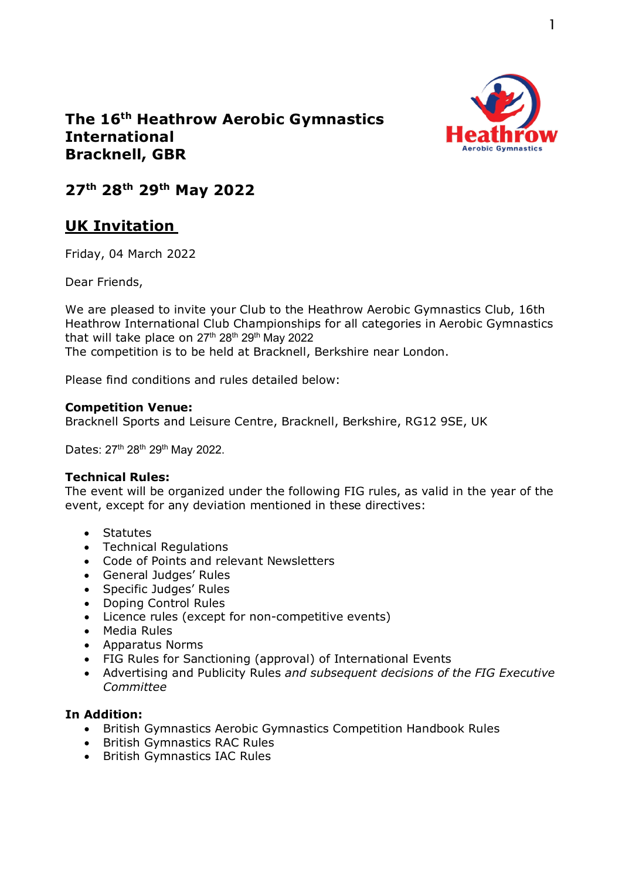# The 16th Heathrow Aerobic Gymnastics International
# Bracknell, GBR

## 27th 28th 29th May 2022

## UK Invitation

Friday, 04 March 2022

Dear Friends,

We are pleased to invite your Club to the Heathrow Aerobic Gymnastics Club, 16th Heathrow International Club Championships for all categories in Aerobic Gymnastics that will take place on 27th 28th 29th May 2022
The competition is to be held at Bracknell, Berkshire near London.

Please find conditions and rules detailed below:

**Competition Venue:**
Bracknell Sports and Leisure Centre, Bracknell, Berkshire, RG12 9SE, UK

Dates: 27th 28th 29th May 2022.

**Technical Rules:**
The event will be organized under the following FIG rules, as valid in the year of the event, except for any deviation mentioned in these directives:

- Statutes
- Technical Regulations
- Code of Points and relevant Newsletters
- General Judges' Rules
- Specific Judges' Rules
- Doping Control Rules
- Licence rules (except for non-competitive events)
- Media Rules
- Apparatus Norms
- FIG Rules for Sanctioning (approval) of International Events
- Advertising and Publicity Rules *and subsequent decisions of the FIG Executive Committee*

**In Addition:**
- British Gymnastics Aerobic Gymnastics Competition Handbook Rules
- British Gymnastics RAC Rules
- British Gymnastics IAC Rules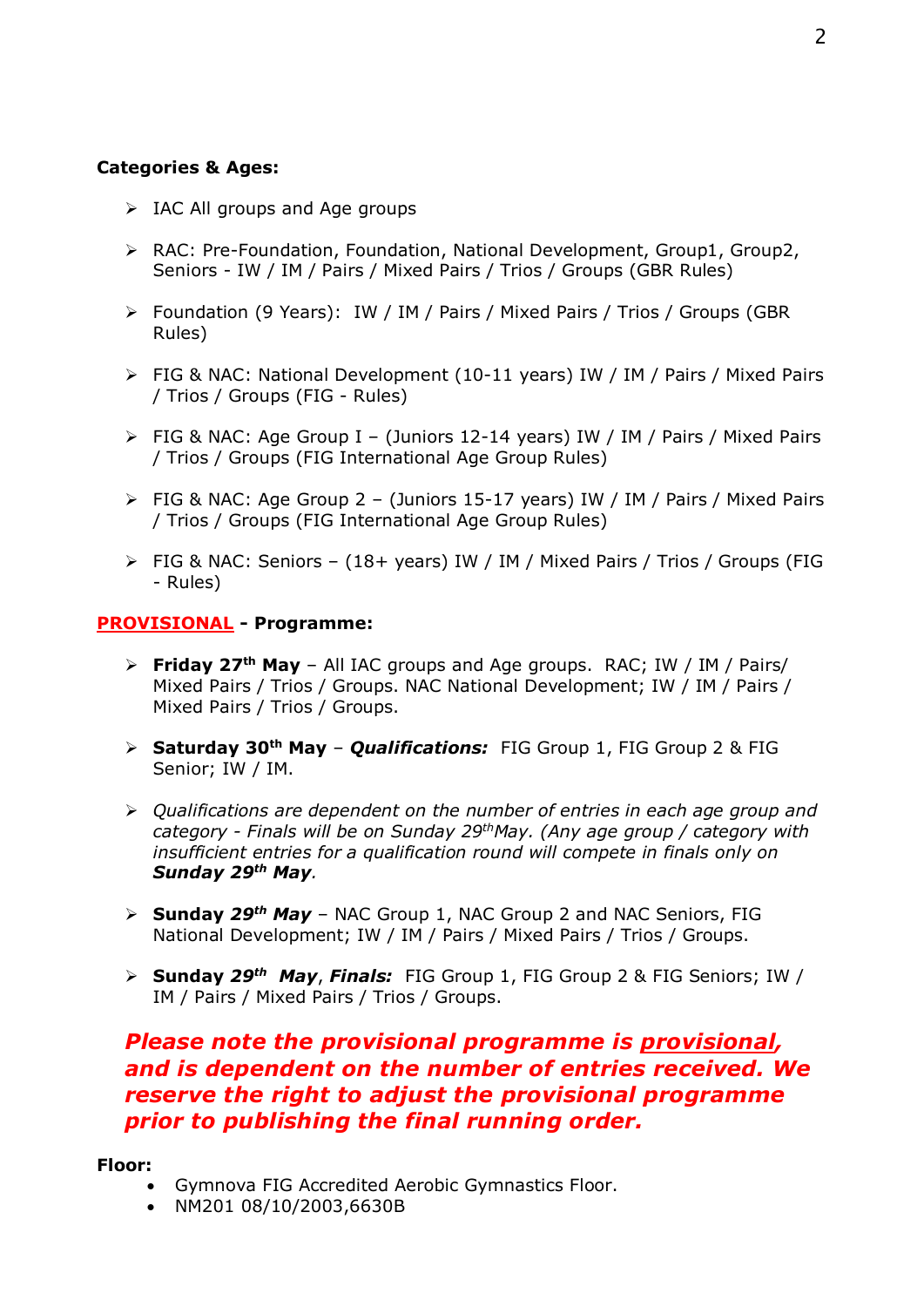**Categories & Ages:**

- IAC All groups and Age groups
- RAC: Pre-Foundation, Foundation, National Development, Group1, Group2, Seniors - IW / IM / Pairs / Mixed Pairs / Trios / Groups (GBR Rules)
- Foundation (9 Years): IW / IM / Pairs / Mixed Pairs / Trios / Groups (GBR Rules)
- FIG & NAC: National Development (10-11 years) IW / IM / Pairs / Mixed Pairs / Trios / Groups (FIG - Rules)
- FIG & NAC: Age Group I – (Juniors 12-14 years) IW / IM / Pairs / Mixed Pairs / Trios / Groups (FIG International Age Group Rules)
- FIG & NAC: Age Group 2 – (Juniors 15-17 years) IW / IM / Pairs / Mixed Pairs / Trios / Groups (FIG International Age Group Rules)
- FIG & NAC: Seniors – (18+ years) IW / IM / Mixed Pairs / Trios / Groups (FIG - Rules)

**PROVISIONAL - Programme:**

- **Friday 27th May** – All IAC groups and Age groups. RAC; IW / IM / Pairs/ Mixed Pairs / Trios / Groups. NAC National Development; IW / IM / Pairs / Mixed Pairs / Trios / Groups.
- **Saturday 30th May** – ***Qualifications:*** FIG Group 1, FIG Group 2 & FIG Senior; IW / IM.
- *Qualifications are dependent on the number of entries in each age group and category - Finals will be on Sunday 29th May. (Any age group / category with insufficient entries for a qualification round will compete in finals only on* ***Sunday 29th May****.*
- **Sunday *29th May*** – NAC Group 1, NAC Group 2 and NAC Seniors, FIG National Development; IW / IM / Pairs / Mixed Pairs / Trios / Groups.
- **Sunday *29th May*, *Finals:*** FIG Group 1, FIG Group 2 & FIG Seniors; IW / IM / Pairs / Mixed Pairs / Trios / Groups.

***Please note the provisional programme is provisional, and is dependent on the number of entries received. We reserve the right to adjust the provisional programme prior to publishing the final running order.***

**Floor:**

- Gymnova FIG Accredited Aerobic Gymnastics Floor.
- NM201 08/10/2003,6630B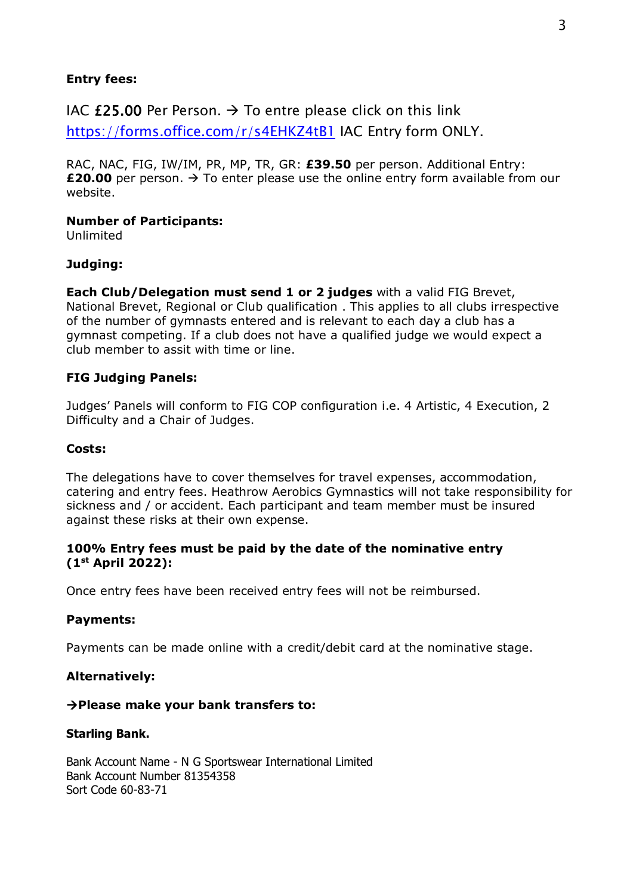**Entry fees:**

IAC £25.00 Per Person. → To entre please click on this link [https://forms.office.com/r/s4EHKZ4tB1](https://forms.office.com/r/s4EHKZ4tB1) IAC Entry form ONLY.

RAC, NAC, FIG, IW/IM, PR, MP, TR, GR: **£39.50** per person. Additional Entry: **£20.00** per person. → To enter please use the online entry form available from our website.

**Number of Participants:**
Unlimited

**Judging:**

**Each Club/Delegation must send 1 or 2 judges** with a valid FIG Brevet, National Brevet, Regional or Club qualification . This applies to all clubs irrespective of the number of gymnasts entered and is relevant to each day a club has a gymnast competing. If a club does not have a qualified judge we would expect a club member to assit with time or line.

**FIG Judging Panels:**

Judges' Panels will conform to FIG COP configuration i.e. 4 Artistic, 4 Execution, 2 Difficulty and a Chair of Judges.

**Costs:**

The delegations have to cover themselves for travel expenses, accommodation, catering and entry fees. Heathrow Aerobics Gymnastics will not take responsibility for sickness and / or accident. Each participant and team member must be insured against these risks at their own expense.

**100% Entry fees must be paid by the date of the nominative entry (1st April 2022):**

Once entry fees have been received entry fees will not be reimbursed.

**Payments:**

Payments can be made online with a credit/debit card at the nominative stage.

**Alternatively:**

**→Please make your bank transfers to:**

**Starling Bank.**

Bank Account Name - N G Sportswear International Limited
Bank Account Number 81354358
Sort Code 60-83-71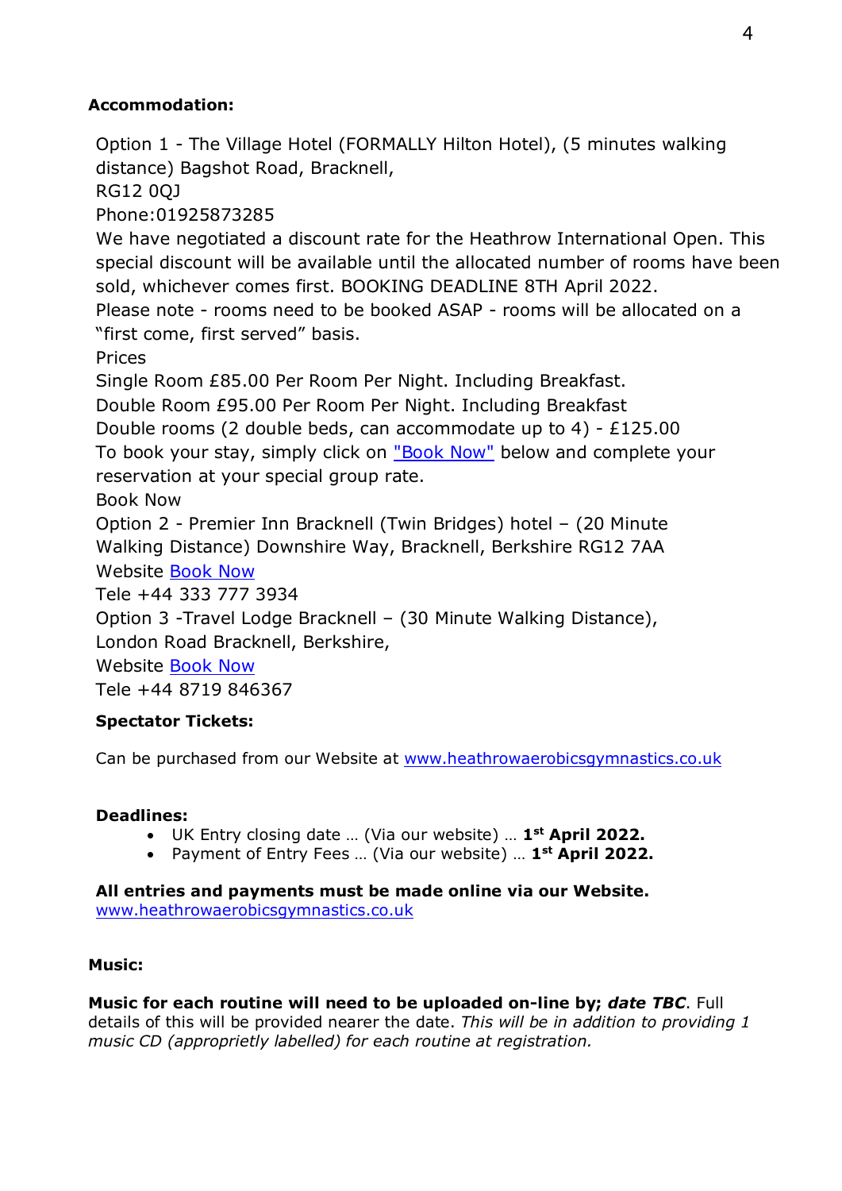**Accommodation:**

Option 1 - The Village Hotel (FORMALLY Hilton Hotel), (5 minutes walking distance) Bagshot Road, Bracknell,
RG12 0QJ
Phone:01925873285
We have negotiated a discount rate for the Heathrow International Open. This special discount will be available until the allocated number of rooms have been sold, whichever comes first. BOOKING DEADLINE 8TH April 2022.
Please note - rooms need to be booked ASAP - rooms will be allocated on a "first come, first served" basis.
Prices
Single Room £85.00 Per Room Per Night. Including Breakfast.
Double Room £95.00 Per Room Per Night. Including Breakfast
Double rooms (2 double beds, can accommodate up to 4) - £125.00
To book your stay, simply click on "Book Now" below and complete your reservation at your special group rate.
Book Now
Option 2 - Premier Inn Bracknell (Twin Bridges) hotel – (20 Minute Walking Distance) Downshire Way, Bracknell, Berkshire RG12 7AA
Website Book Now
Tele +44 333 777 3934
Option 3 -Travel Lodge Bracknell – (30 Minute Walking Distance), London Road Bracknell, Berkshire,
Website Book Now
Tele +44 8719 846367

**Spectator Tickets:**

Can be purchased from our Website at www.heathrowaerobicsgymnastics.co.uk

**Deadlines:**

- UK Entry closing date … (Via our website) … **1st April 2022.**
- Payment of Entry Fees … (Via our website) … **1st April 2022.**

**All entries and payments must be made online via our Website.**
www.heathrowaerobicsgymnastics.co.uk

**Music:**

**Music for each routine will need to be uploaded on-line by; *date TBC*.** Full details of this will be provided nearer the date. *This will be in addition to providing 1 music CD (appropriately labelled) for each routine at registration.*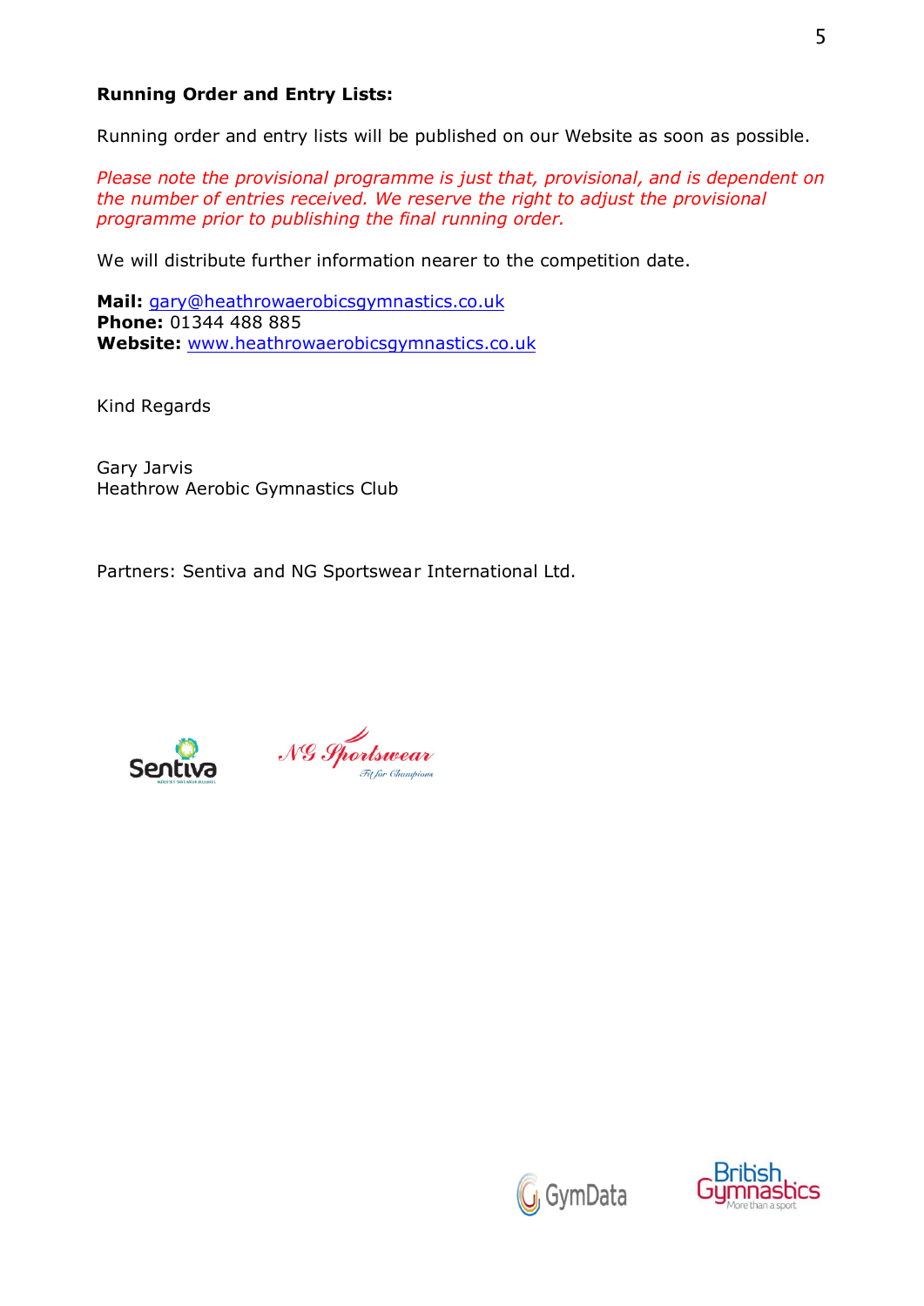**Running Order and Entry Lists:**

Running order and entry lists will be published on our Website as soon as possible.

*Please note the provisional programme is just that, provisional, and is dependent on the number of entries received. We reserve the right to adjust the provisional programme prior to publishing the final running order.*

We will distribute further information nearer to the competition date.

**Mail:** gary@heathrowaerobicsgymnastics.co.uk
**Phone:** 01344 488 885
**Website:** www.heathrowaerobicsgymnastics.co.uk

Kind Regards

Gary Jarvis
Heathrow Aerobic Gymnastics Club

Partners: Sentiva and NG Sportswear International Ltd.